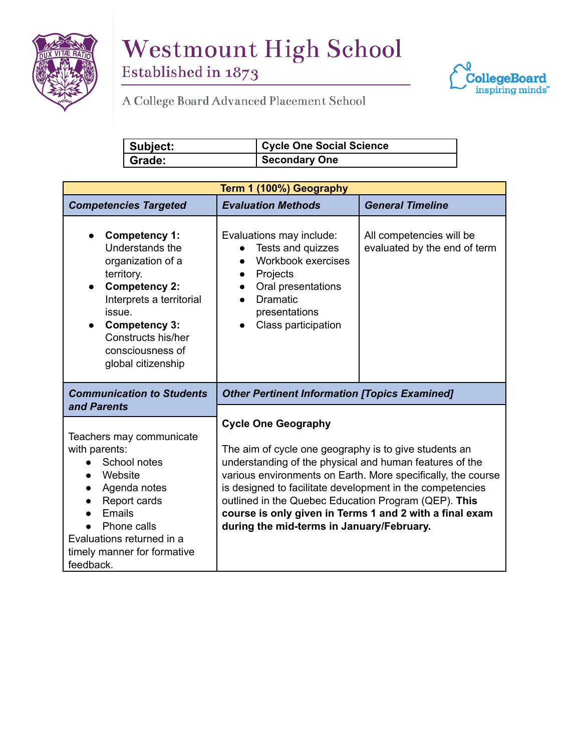# Westmount High School

Established in 1873

A College Board Advanced Placement School

| Subject: | Cycle One Social Science |
|---|---|
| Grade: | Secondary One |

| Term 1 (100%) Geography | | |
|---|---|---|
| ***Competencies Targeted*** | ***Evaluation Methods*** | ***General Timeline*** |
| • **Competency 1:** Understands the organization of a territory.<br>• **Competency 2:** Interprets a territorial issue.<br>• **Competency 3:** Constructs his/her consciousness of global citizenship | Evaluations may include:<br>• Tests and quizzes<br>• Workbook exercises<br>• Projects<br>• Oral presentations<br>• Dramatic presentations<br>• Class participation | All competencies will be evaluated by the end of term |
| ***Communication to Students and Parents*** | ***Other Pertinent Information [Topics Examined]*** | |
| Teachers may communicate with parents:<br>• School notes<br>• Website<br>• Agenda notes<br>• Report cards<br>• Emails<br>• Phone calls<br>Evaluations returned in a timely manner for formative feedback. | **Cycle One Geography**<br><br>The aim of cycle one geography is to give students an understanding of the physical and human features of the various environments on Earth. More specifically, the course is designed to facilitate development in the competencies outlined in the Quebec Education Program (QEP). **This course is only given in Terms 1 and 2 with a final exam during the mid-terms in January/February.** | |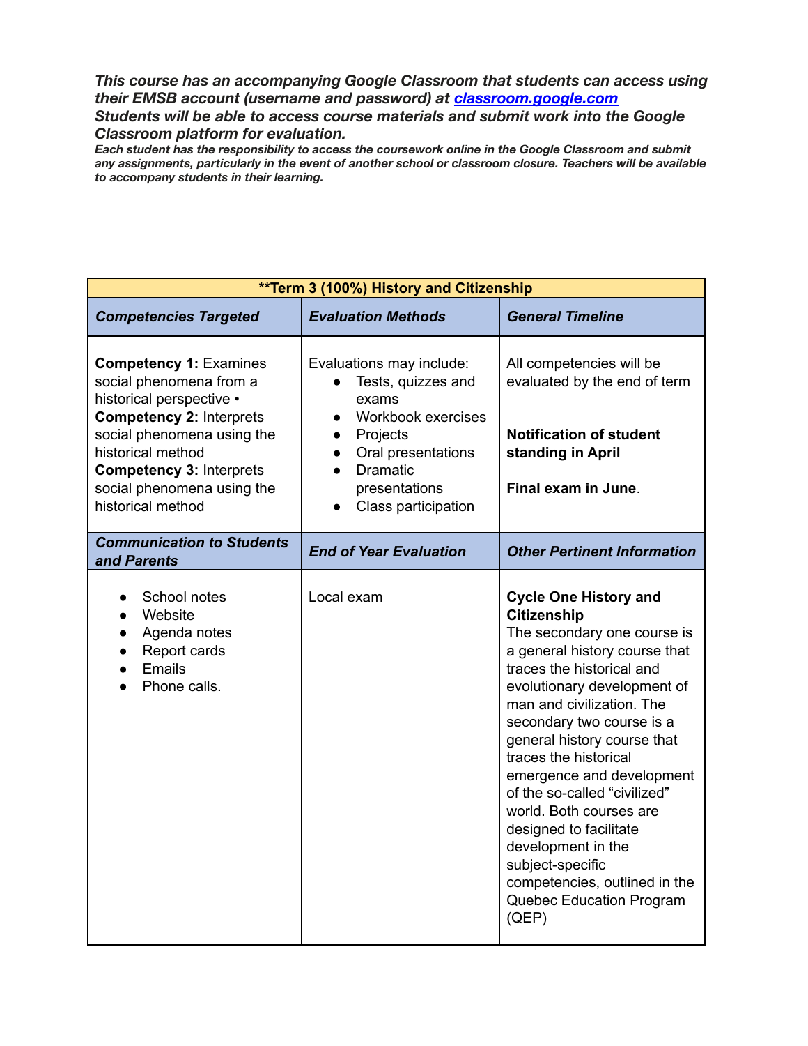***This course has an accompanying Google Classroom that students can access using their EMSB account (username and password) at [classroom.google.com](classroom.google.com)***
***Students will be able to access course materials and submit work into the Google Classroom platform for evaluation.***
***Each student has the responsibility to access the coursework online in the Google Classroom and submit any assignments, particularly in the event of another school or classroom closure. Teachers will be available to accompany students in their learning.***

| **Term 3 (100%) History and Citizenship | | |
|---|---|---|
| ***Competencies Targeted*** | ***Evaluation Methods*** | ***General Timeline*** |
| **Competency 1:** Examines social phenomena from a historical perspective • **Competency 2:** Interprets social phenomena using the historical method **Competency 3:** Interprets social phenomena using the historical method | Evaluations may include:<br>● Tests, quizzes and exams<br>● Workbook exercises<br>● Projects<br>● Oral presentations<br>● Dramatic presentations<br>● Class participation | All competencies will be evaluated by the end of term<br><br>**Notification of student standing in April**<br><br>**Final exam in June**. |
| ***Communication to Students and Parents*** | ***End of Year Evaluation*** | ***Other Pertinent Information*** |
| ● School notes<br>● Website<br>● Agenda notes<br>● Report cards<br>● Emails<br>● Phone calls. | Local exam | **Cycle One History and Citizenship**<br>The secondary one course is a general history course that traces the historical and evolutionary development of man and civilization. The secondary two course is a general history course that traces the historical emergence and development of the so-called "civilized" world. Both courses are designed to facilitate development in the subject-specific competencies, outlined in the Quebec Education Program (QEP) |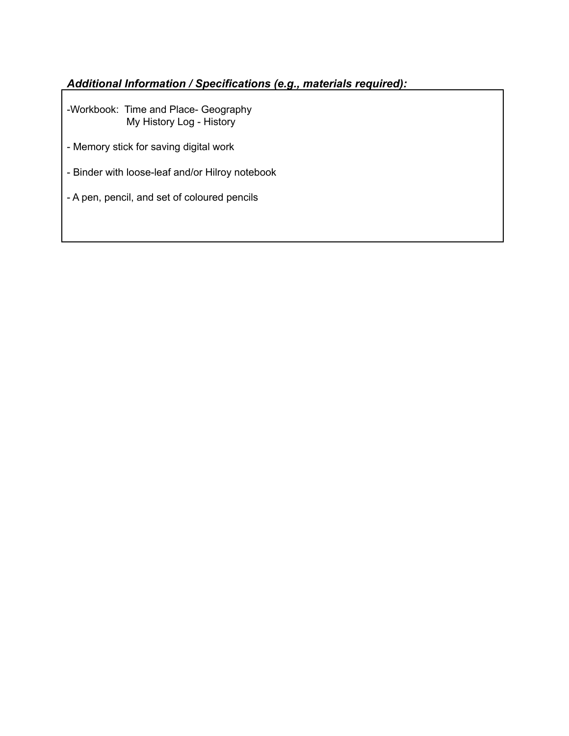***Additional Information / Specifications (e.g., materials required):***

-Workbook: Time and Place- Geography
My History Log - History

- Memory stick for saving digital work

- Binder with loose-leaf and/or Hilroy notebook

- A pen, pencil, and set of coloured pencils